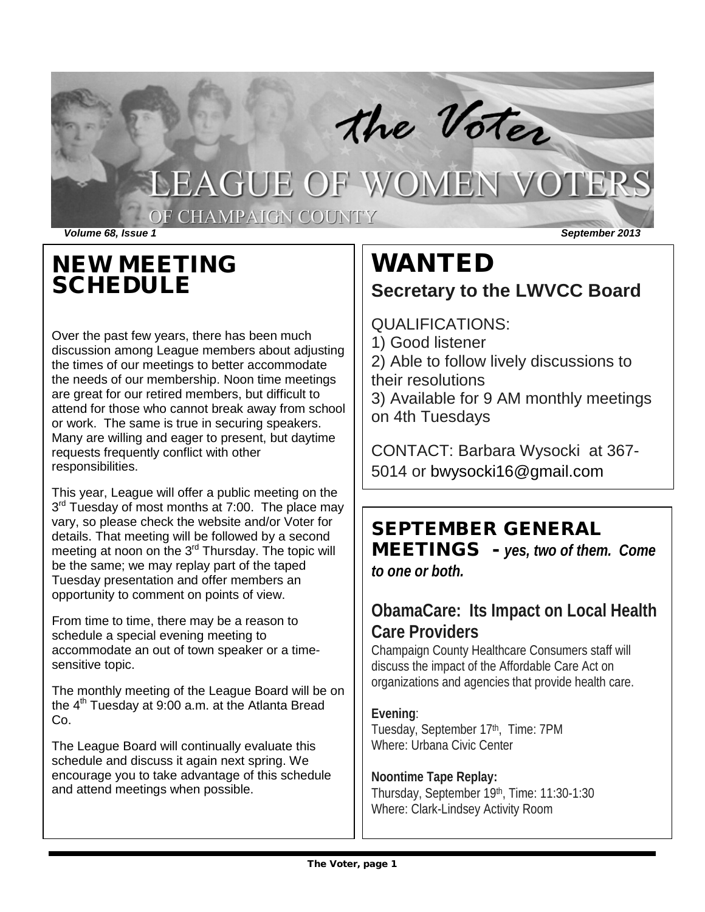# the Voter

## LEAGUE OF WOMEN VOTERS OF CHAMPAIGN COUNTY

*Volume 68, Issue 1* *September 2013*

## NEW MEETING SCHEDULE

Over the past few years, there has been much discussion among League members about adjusting the times of our meetings to better accommodate the needs of our membership. Noon time meetings are great for our retired members, but difficult to attend for those who cannot break away from school or work. The same is true in securing speakers. Many are willing and eager to present, but daytime requests frequently conflict with other responsibilities.

This year, League will offer a public meeting on the 3rd Tuesday of most months at 7:00. The place may vary, so please check the website and/or Voter for details. That meeting will be followed by a second meeting at noon on the 3rd Thursday. The topic will be the same; we may replay part of the taped Tuesday presentation and offer members an opportunity to comment on points of view.

From time to time, there may be a reason to schedule a special evening meeting to accommodate an out of town speaker or a time-sensitive topic.

The monthly meeting of the League Board will be on the 4th Tuesday at 9:00 a.m. at the Atlanta Bread Co.

The League Board will continually evaluate this schedule and discuss it again next spring. We encourage you to take advantage of this schedule and attend meetings when possible.

## WANTED

### Secretary to the LWVCC Board

QUALIFICATIONS:

1) Good listener
2) Able to follow lively discussions to their resolutions
3) Available for 9 AM monthly meetings on 4th Tuesdays

CONTACT: Barbara Wysocki at 367-5014 or bwysocki16@gmail.com

## SEPTEMBER GENERAL MEETINGS - *yes, two of them. Come to one or both.*

### ObamaCare: Its Impact on Local Health Care Providers

Champaign County Healthcare Consumers staff will discuss the impact of the Affordable Care Act on organizations and agencies that provide health care.

**Evening**:
Tuesday, September 17th, Time: 7PM
Where: Urbana Civic Center

**Noontime Tape Replay:**
Thursday, September 19th, Time: 11:30-1:30
Where: Clark-Lindsey Activity Room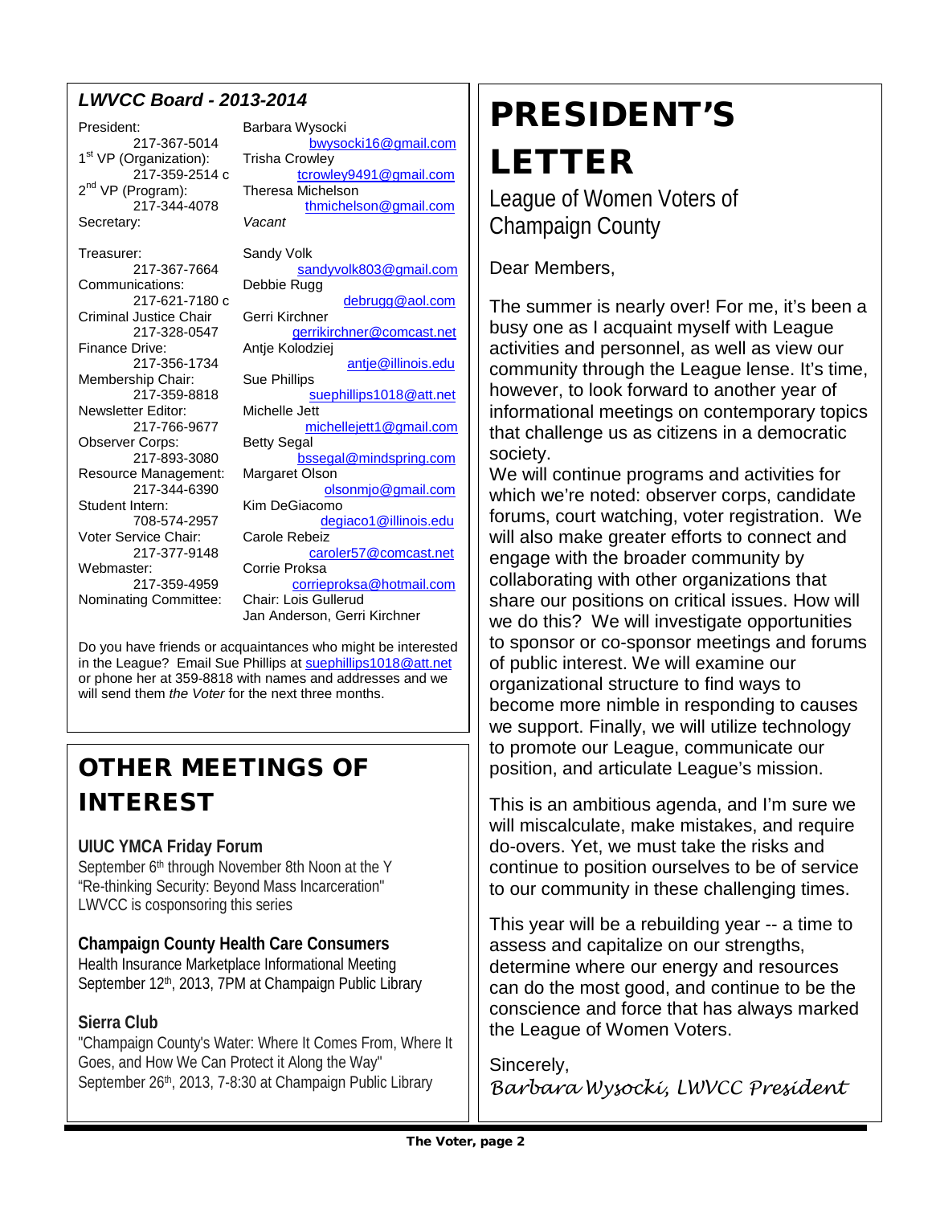### *LWVCC Board - 2013-2014*

| Position | Name / Contact |
| --- | --- |
| President: 217-367-5014 | Barbara Wysocki bwysocki16@gmail.com |
| 1st VP (Organization): 217-359-2514 c | Trisha Crowley tcrowley9491@gmail.com |
| 2nd VP (Program): 217-344-4078 | Theresa Michelson thmichelson@gmail.com |
| Secretary: | *Vacant* |
| Treasurer: 217-367-7664 | Sandy Volk sandyvolk803@gmail.com |
| Communications: 217-621-7180 c | Debbie Rugg debrugg@aol.com |
| Criminal Justice Chair 217-328-0547 | Gerri Kirchner gerrikirchner@comcast.net |
| Finance Drive: 217-356-1734 | Antje Kolodziej antje@illinois.edu |
| Membership Chair: 217-359-8818 | Sue Phillips suephillips1018@att.net |
| Newsletter Editor: 217-766-9677 | Michelle Jett michellejett1@gmail.com |
| Observer Corps: 217-893-3080 | Betty Segal bssegal@mindspring.com |
| Resource Management: 217-344-6390 | Margaret Olson olsonmjo@gmail.com |
| Student Intern: 708-574-2957 | Kim DeGiacomo degiaco1@illinois.edu |
| Voter Service Chair: 217-377-9148 | Carole Rebeiz caroler57@comcast.net |
| Webmaster: 217-359-4959 | Corrie Proksa corrieproksa@hotmail.com |
| Nominating Committee: | Chair: Lois Gullerud; Jan Anderson, Gerri Kirchner |

Do you have friends or acquaintances who might be interested in the League? Email Sue Phillips at suephillips1018@att.net or phone her at 359-8818 with names and addresses and we will send them *the Voter* for the next three months.

## OTHER MEETINGS OF INTEREST

**UIUC YMCA Friday Forum**
September 6th through November 8th Noon at the Y
"Re-thinking Security: Beyond Mass Incarceration"
LWVCC is cosponsoring this series

**Champaign County Health Care Consumers**
Health Insurance Marketplace Informational Meeting
September 12th, 2013, 7PM at Champaign Public Library

**Sierra Club**
"Champaign County's Water: Where It Comes From, Where It Goes, and How We Can Protect it Along the Way"
September 26th, 2013, 7-8:30 at Champaign Public Library

# PRESIDENT'S LETTER

League of Women Voters of Champaign County

Dear Members,

The summer is nearly over! For me, it's been a busy one as I acquaint myself with League activities and personnel, as well as view our community through the League lense. It's time, however, to look forward to another year of informational meetings on contemporary topics that challenge us as citizens in a democratic society.
We will continue programs and activities for which we're noted: observer corps, candidate forums, court watching, voter registration. We will also make greater efforts to connect and engage with the broader community by collaborating with other organizations that share our positions on critical issues. How will we do this? We will investigate opportunities to sponsor or co-sponsor meetings and forums of public interest. We will examine our organizational structure to find ways to become more nimble in responding to causes we support. Finally, we will utilize technology to promote our League, communicate our position, and articulate League's mission.

This is an ambitious agenda, and I'm sure we will miscalculate, make mistakes, and require do-overs. Yet, we must take the risks and continue to position ourselves to be of service to our community in these challenging times.

This year will be a rebuilding year -- a time to assess and capitalize on our strengths, determine where our energy and resources can do the most good, and continue to be the conscience and force that has always marked the League of Women Voters.

Sincerely,
*Barbara Wysocki, LWVCC President*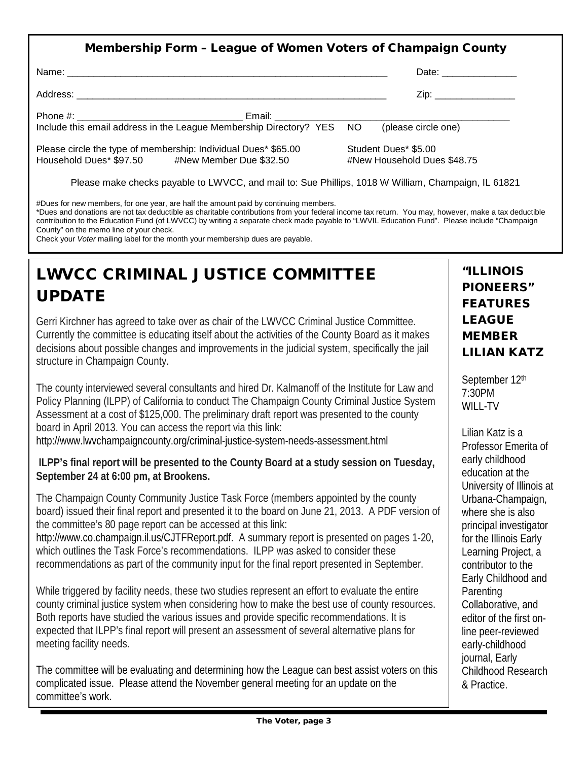## Membership Form – League of Women Voters of Champaign County

Name: ______________________________________________________________ Date: ______________

Address: ____________________________________________________________ Zip: _______________

Phone #: _______________________________ Email: ____________________________________________

Include this email address in the League Membership Directory? YES NO (please circle one)

Please circle the type of membership: Individual Dues* $65.00 Student Dues* $5.00

Household Dues* $97.50 #New Member Due $32.50 #New Household Dues $48.75

Please make checks payable to LWVCC, and mail to: Sue Phillips, 1018 W William, Champaign, IL 61821

#Dues for new members, for one year, are half the amount paid by continuing members.

*Dues and donations are not tax deductible as charitable contributions from your federal income tax return. You may, however, make a tax deductible contribution to the Education Fund (of LWVCC) by writing a separate check made payable to "LWVIL Education Fund". Please include "Champaign County" on the memo line of your check.

Check your *Voter* mailing label for the month your membership dues are payable.

# LWVCC CRIMINAL JUSTICE COMMITTEE UPDATE

Gerri Kirchner has agreed to take over as chair of the LWVCC Criminal Justice Committee. Currently the committee is educating itself about the activities of the County Board as it makes decisions about possible changes and improvements in the judicial system, specifically the jail structure in Champaign County.

The county interviewed several consultants and hired Dr. Kalmanoff of the Institute for Law and Policy Planning (ILPP) of California to conduct The Champaign County Criminal Justice System Assessment at a cost of $125,000. The preliminary draft report was presented to the county board in April 2013. You can access the report via this link:
http://www.lwvchampaigncounty.org/criminal-justice-system-needs-assessment.html

**ILPP's final report will be presented to the County Board at a study session on Tuesday, September 24 at 6:00 pm, at Brookens.**

The Champaign County Community Justice Task Force (members appointed by the county board) issued their final report and presented it to the board on June 21, 2013. A PDF version of the committee's 80 page report can be accessed at this link:
http://www.co.champaign.il.us/CJTFReport.pdf. A summary report is presented on pages 1-20, which outlines the Task Force's recommendations. ILPP was asked to consider these recommendations as part of the community input for the final report presented in September.

While triggered by facility needs, these two studies represent an effort to evaluate the entire county criminal justice system when considering how to make the best use of county resources. Both reports have studied the various issues and provide specific recommendations. It is expected that ILPP's final report will present an assessment of several alternative plans for meeting facility needs.

The committee will be evaluating and determining how the League can best assist voters on this complicated issue. Please attend the November general meeting for an update on the committee's work.

# "ILLINOIS PIONEERS" FEATURES LEAGUE MEMBER LILIAN KATZ

September 12th
7:30PM
WILL-TV

Lilian Katz is a Professor Emerita of early childhood education at the University of Illinois at Urbana-Champaign, where she is also principal investigator for the Illinois Early Learning Project, a contributor to the Early Childhood and Parenting Collaborative, and editor of the first on-line peer-reviewed early-childhood journal, Early Childhood Research & Practice.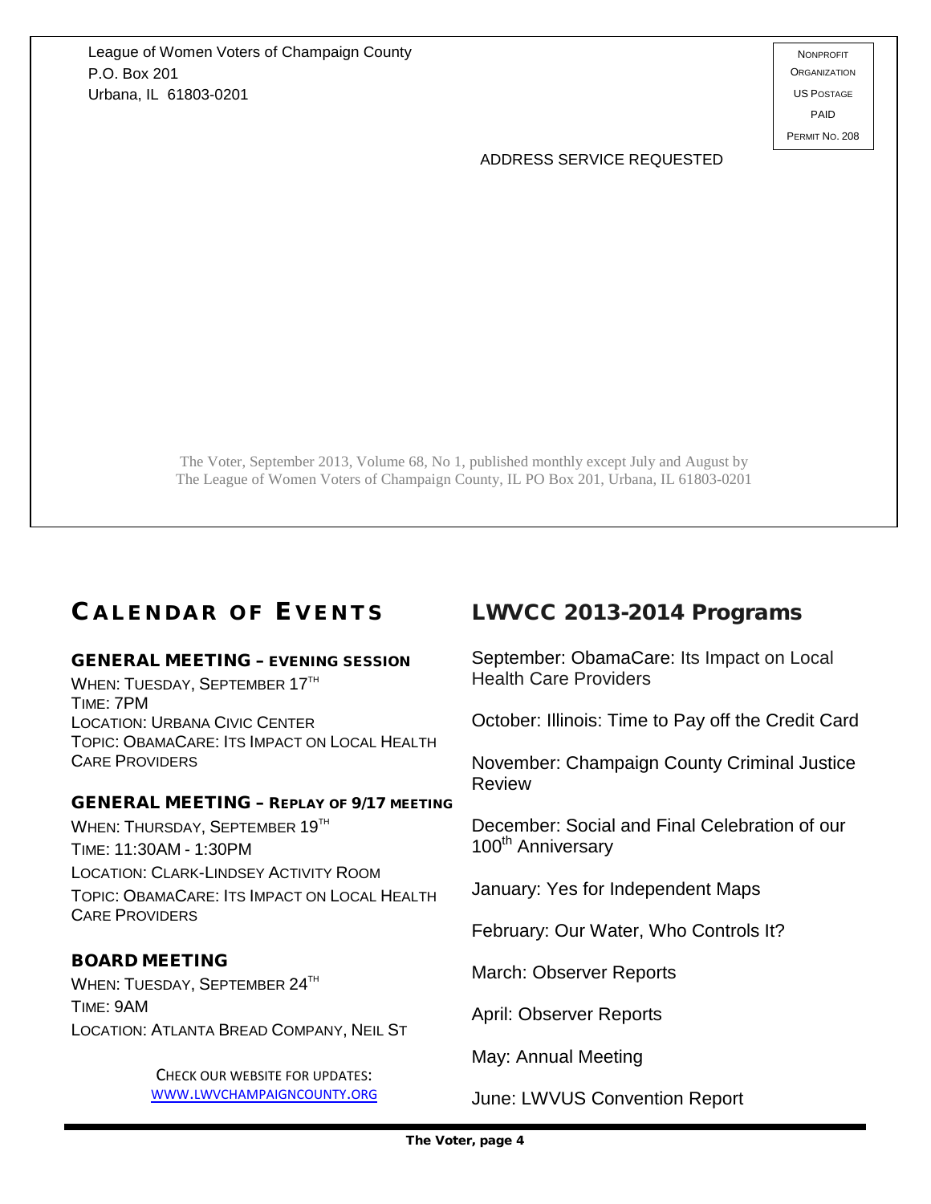League of Women Voters of Champaign County
P.O. Box 201
Urbana, IL 61803-0201

NONPROFIT ORGANIZATION
US POSTAGE
PAID
PERMIT NO. 208

ADDRESS SERVICE REQUESTED

The Voter, September 2013, Volume 68, No 1, published monthly except July and August by The League of Women Voters of Champaign County, IL PO Box 201, Urbana, IL 61803-0201

## CALENDAR OF EVENTS

### GENERAL MEETING – EVENING SESSION

WHEN: TUESDAY, SEPTEMBER 17TH
TIME: 7PM
LOCATION: URBANA CIVIC CENTER
TOPIC: OBAMACARE: ITS IMPACT ON LOCAL HEALTH CARE PROVIDERS

### GENERAL MEETING – REPLAY OF 9/17 MEETING

WHEN: THURSDAY, SEPTEMBER 19TH
TIME: 11:30AM - 1:30PM
LOCATION: CLARK-LINDSEY ACTIVITY ROOM
TOPIC: OBAMACARE: ITS IMPACT ON LOCAL HEALTH CARE PROVIDERS

### BOARD MEETING

WHEN: TUESDAY, SEPTEMBER 24TH
TIME: 9AM
LOCATION: ATLANTA BREAD COMPANY, NEIL ST

CHECK OUR WEBSITE FOR UPDATES:
WWW.LWVCHAMPAIGNCOUNTY.ORG

## LWVCC 2013-2014 Programs

September: ObamaCare: Its Impact on Local Health Care Providers

October: Illinois: Time to Pay off the Credit Card

November: Champaign County Criminal Justice Review

December: Social and Final Celebration of our 100th Anniversary

January: Yes for Independent Maps

February: Our Water, Who Controls It?

March: Observer Reports

April: Observer Reports

May: Annual Meeting

June: LWVUS Convention Report